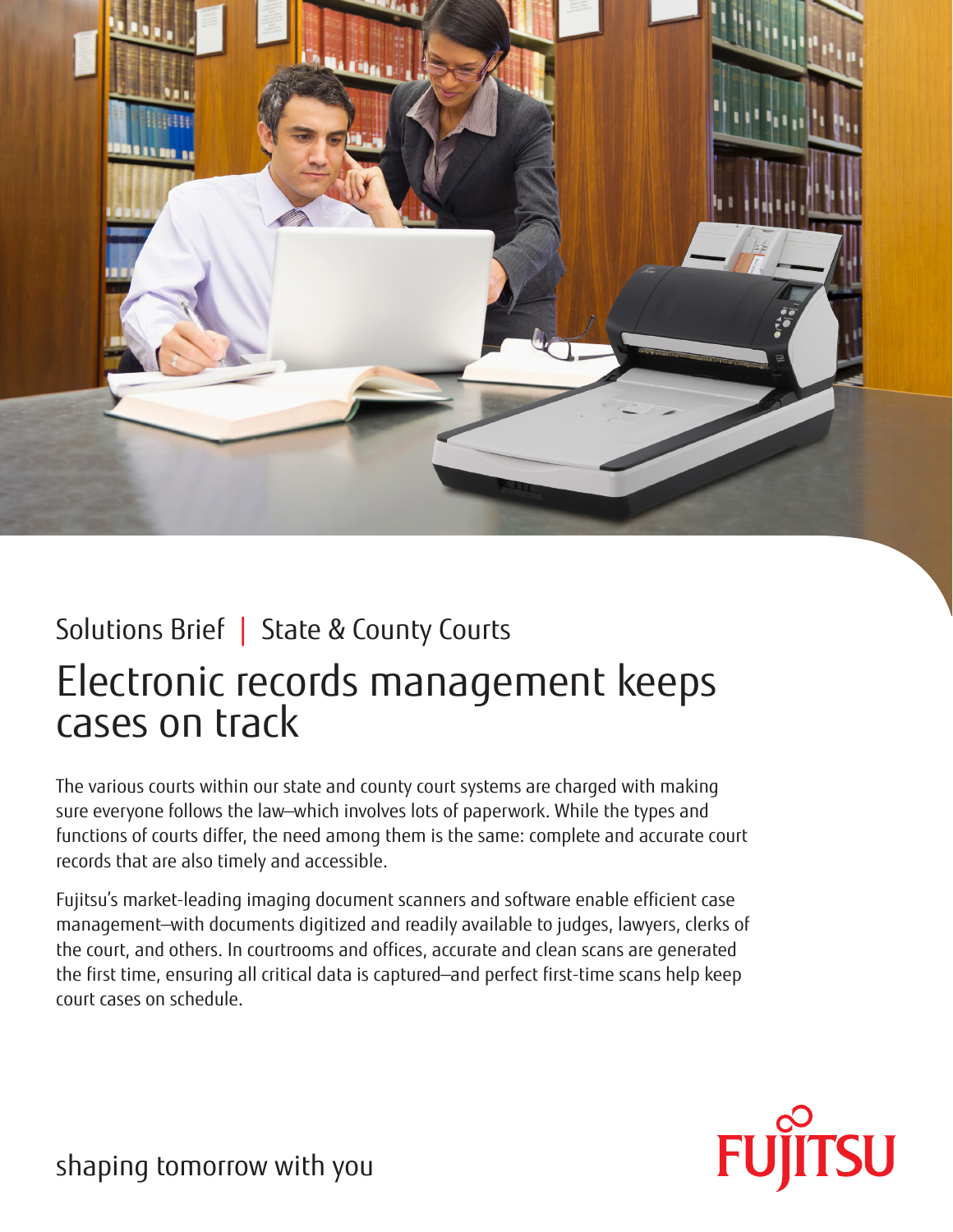Solutions Brief | State & County Courts

# Electronic records management keeps cases on track

The various courts within our state and county court systems are charged with making sure everyone follows the law—which involves lots of paperwork. While the types and functions of courts differ, the need among them is the same: complete and accurate court records that are also timely and accessible.

Fujitsu's market-leading imaging document scanners and software enable efficient case management—with documents digitized and readily available to judges, lawyers, clerks of the court, and others. In courtrooms and offices, accurate and clean scans are generated the first time, ensuring all critical data is captured—and perfect first-time scans help keep court cases on schedule.

shaping tomorrow with you

FUJITSU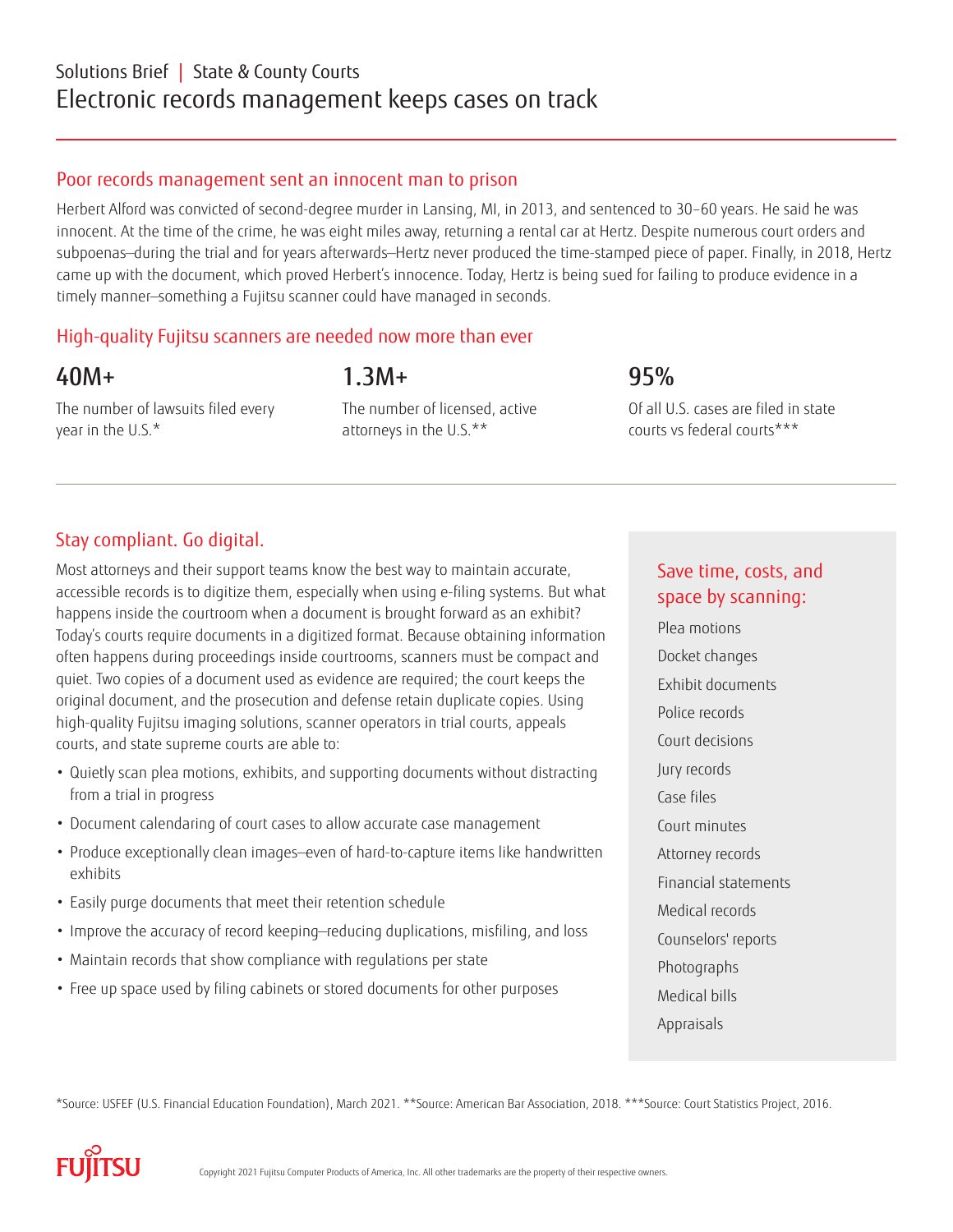Solutions Brief | State & County Courts

# Electronic records management keeps cases on track

## Poor records management sent an innocent man to prison

Herbert Alford was convicted of second-degree murder in Lansing, MI, in 2013, and sentenced to 30–60 years. He said he was innocent. At the time of the crime, he was eight miles away, returning a rental car at Hertz. Despite numerous court orders and subpoenas—during the trial and for years afterwards—Hertz never produced the time-stamped piece of paper. Finally, in 2018, Hertz came up with the document, which proved Herbert's innocence. Today, Hertz is being sued for failing to produce evidence in a timely manner—something a Fujitsu scanner could have managed in seconds.

## High-quality Fujitsu scanners are needed now more than ever

**40M+**

The number of lawsuits filed every year in the U.S.*

**1.3M+**

The number of licensed, active attorneys in the U.S.**

**95%**

Of all U.S. cases are filed in state courts vs federal courts***

## Stay compliant. Go digital.

Most attorneys and their support teams know the best way to maintain accurate, accessible records is to digitize them, especially when using e-filing systems. But what happens inside the courtroom when a document is brought forward as an exhibit? Today's courts require documents in a digitized format. Because obtaining information often happens during proceedings inside courtrooms, scanners must be compact and quiet. Two copies of a document used as evidence are required; the court keeps the original document, and the prosecution and defense retain duplicate copies. Using high-quality Fujitsu imaging solutions, scanner operators in trial courts, appeals courts, and state supreme courts are able to:

- Quietly scan plea motions, exhibits, and supporting documents without distracting from a trial in progress
- Document calendaring of court cases to allow accurate case management
- Produce exceptionally clean images—even of hard-to-capture items like handwritten exhibits
- Easily purge documents that meet their retention schedule
- Improve the accuracy of record keeping—reducing duplications, misfiling, and loss
- Maintain records that show compliance with regulations per state
- Free up space used by filing cabinets or stored documents for other purposes

### Save time, costs, and space by scanning:

- Plea motions
- Docket changes
- Exhibit documents
- Police records
- Court decisions
- Jury records
- Case files
- Court minutes
- Attorney records
- Financial statements
- Medical records
- Counselors' reports
- Photographs
- Medical bills
- Appraisals

*Source: USFEF (U.S. Financial Education Foundation), March 2021. **Source: American Bar Association, 2018. ***Source: Court Statistics Project, 2016.

FUJITSU

Copyright 2021 Fujitsu Computer Products of America, Inc. All other trademarks are the property of their respective owners.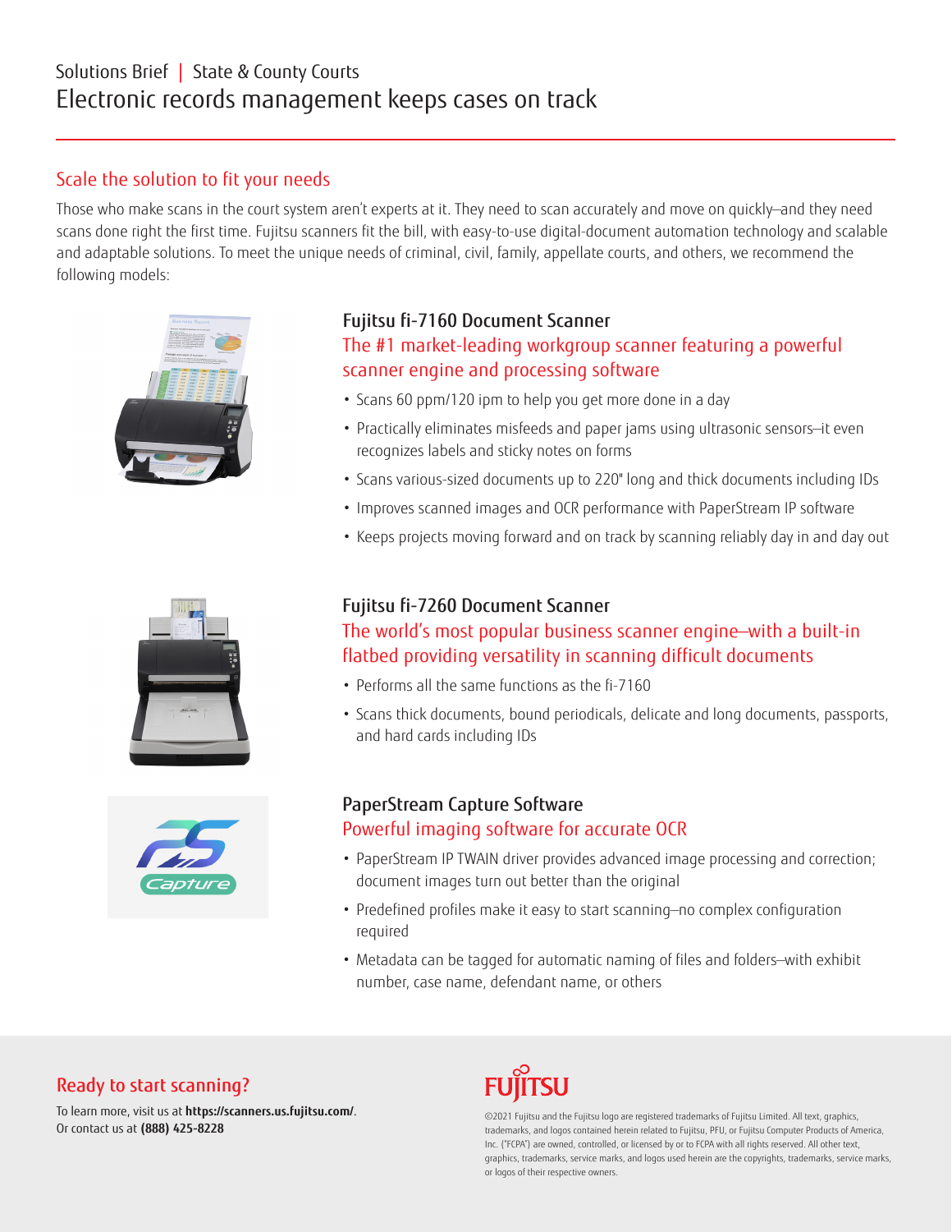Solutions Brief | State & County Courts

# Electronic records management keeps cases on track

## Scale the solution to fit your needs

Those who make scans in the court system aren't experts at it. They need to scan accurately and move on quickly—and they need scans done right the first time. Fujitsu scanners fit the bill, with easy-to-use digital-document automation technology and scalable and adaptable solutions. To meet the unique needs of criminal, civil, family, appellate courts, and others, we recommend the following models:

### Fujitsu fi-7160 Document Scanner

**The #1 market-leading workgroup scanner featuring a powerful scanner engine and processing software**

- Scans 60 ppm/120 ipm to help you get more done in a day
- Practically eliminates misfeeds and paper jams using ultrasonic sensors—it even recognizes labels and sticky notes on forms
- Scans various-sized documents up to 220" long and thick documents including IDs
- Improves scanned images and OCR performance with PaperStream IP software
- Keeps projects moving forward and on track by scanning reliably day in and day out

### Fujitsu fi-7260 Document Scanner

**The world's most popular business scanner engine—with a built-in flatbed providing versatility in scanning difficult documents**

- Performs all the same functions as the fi-7160
- Scans thick documents, bound periodicals, delicate and long documents, passports, and hard cards including IDs

### PaperStream Capture Software

**Powerful imaging software for accurate OCR**

- PaperStream IP TWAIN driver provides advanced image processing and correction; document images turn out better than the original
- Predefined profiles make it easy to start scanning—no complex configuration required
- Metadata can be tagged for automatic naming of files and folders—with exhibit number, case name, defendant name, or others

## Ready to start scanning?

To learn more, visit us at **https://scanners.us.fujitsu.com/**.
Or contact us at **(888) 425-8228**

©2021 Fujitsu and the Fujitsu logo are registered trademarks of Fujitsu Limited. All text, graphics, trademarks, and logos contained herein related to Fujitsu, PFU, or Fujitsu Computer Products of America, Inc. ("FCPA") are owned, controlled, or licensed by or to FCPA with all rights reserved. All other text, graphics, trademarks, service marks, and logos used herein are the copyrights, trademarks, service marks, or logos of their respective owners.